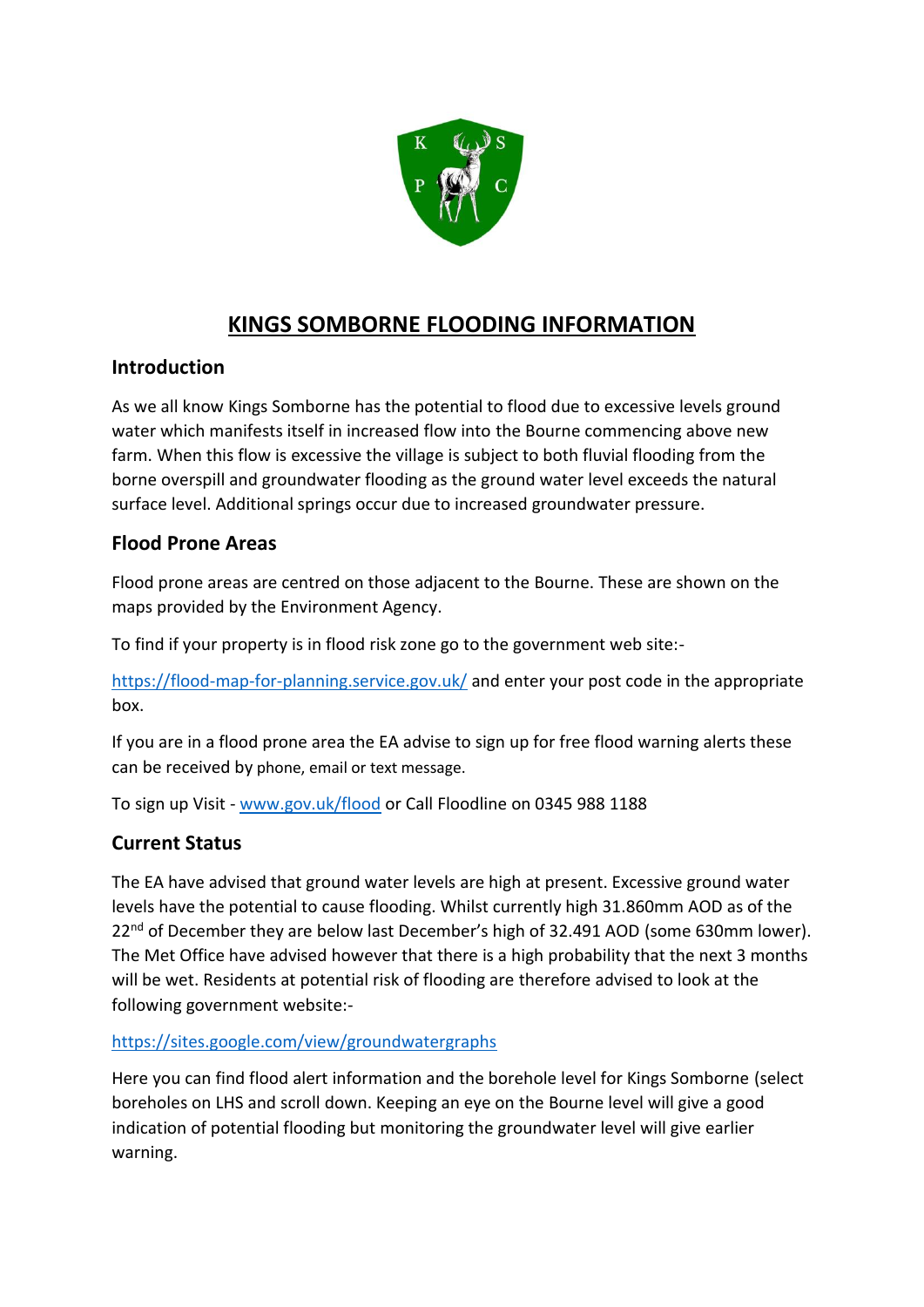# KINGS SOMBORNE FLOODING INFORMATION

## Introduction

As we all know Kings Somborne has the potential to flood due to excessive levels ground water which manifests itself in increased flow into the Bourne commencing above new farm. When this flow is excessive the village is subject to both fluvial flooding from the borne overspill and groundwater flooding as the ground water level exceeds the natural surface level. Additional springs occur due to increased groundwater pressure.

## Flood Prone Areas

Flood prone areas are centred on those adjacent to the Bourne. These are shown on the maps provided by the Environment Agency.

To find if your property is in flood risk zone go to the government web site:-

https://flood-map-for-planning.service.gov.uk/ and enter your post code in the appropriate box.

If you are in a flood prone area the EA advise to sign up for free flood warning alerts these can be received by phone, email or text message.

To sign up Visit - www.gov.uk/flood or Call Floodline on 0345 988 1188

## Current Status

The EA have advised that ground water levels are high at present. Excessive ground water levels have the potential to cause flooding. Whilst currently high 31.860mm AOD as of the 22nd of December they are below last December's high of 32.491 AOD (some 630mm lower). The Met Office have advised however that there is a high probability that the next 3 months will be wet. Residents at potential risk of flooding are therefore advised to look at the following government website:-

https://sites.google.com/view/groundwatergraphs

Here you can find flood alert information and the borehole level for Kings Somborne (select boreholes on LHS and scroll down. Keeping an eye on the Bourne level will give a good indication of potential flooding but monitoring the groundwater level will give earlier warning.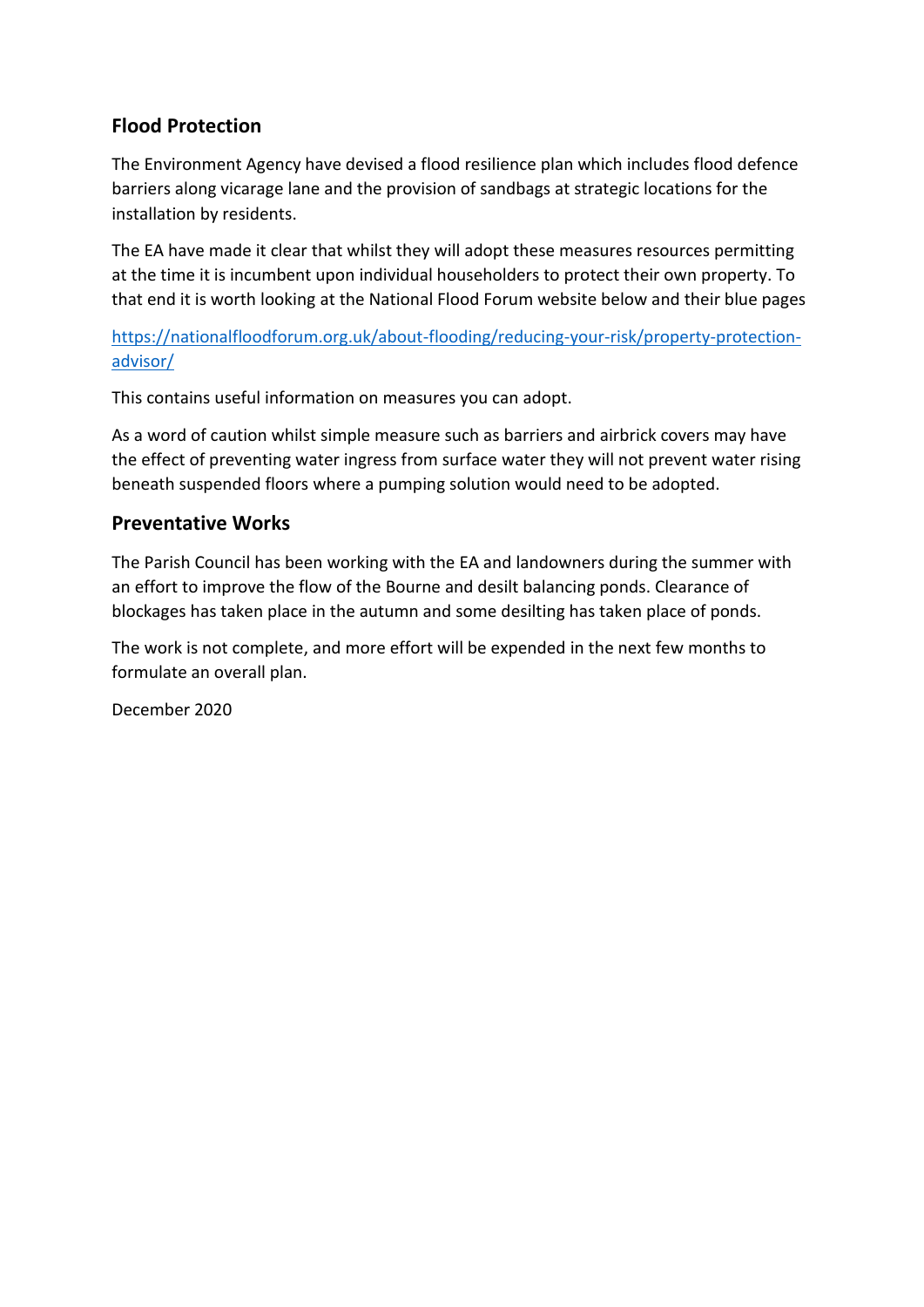## Flood Protection

The Environment Agency have devised a flood resilience plan which includes flood defence barriers along vicarage lane and the provision of sandbags at strategic locations for the installation by residents.

The EA have made it clear that whilst they will adopt these measures resources permitting at the time it is incumbent upon individual householders to protect their own property. To that end it is worth looking at the National Flood Forum website below and their blue pages

[https://nationalfloodforum.org.uk/about-flooding/reducing-your-risk/property-protection-advisor/](https://nationalfloodforum.org.uk/about-flooding/reducing-your-risk/property-protection-advisor/)

This contains useful information on measures you can adopt.

As a word of caution whilst simple measure such as barriers and airbrick covers may have the effect of preventing water ingress from surface water they will not prevent water rising beneath suspended floors where a pumping solution would need to be adopted.

## Preventative Works

The Parish Council has been working with the EA and landowners during the summer with an effort to improve the flow of the Bourne and desilt balancing ponds. Clearance of blockages has taken place in the autumn and some desilting has taken place of ponds.

The work is not complete, and more effort will be expended in the next few months to formulate an overall plan.

December 2020